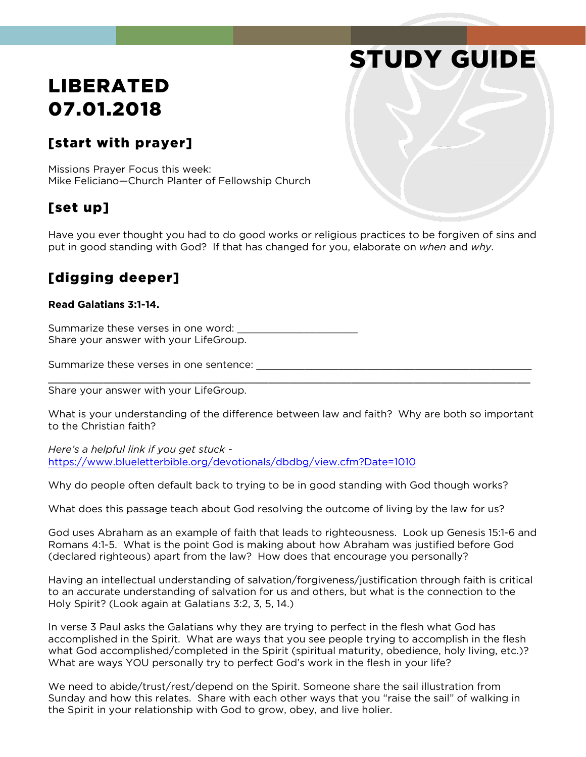# STUDY GUIDE

# LIBERATED
# 07.01.2018

## [start with prayer]

Missions Prayer Focus this week:
Mike Feliciano—Church Planter of Fellowship Church

## [set up]

Have you ever thought you had to do good works or religious practices to be forgiven of sins and put in good standing with God? If that has changed for you, elaborate on *when* and *why*.

## [digging deeper]

**Read Galatians 3:1-14.**

Summarize these verses in one word: ____________________
Share your answer with your LifeGroup.

Summarize these verses in one sentence: ______________________________________________
____________________________________________________________________________
Share your answer with your LifeGroup.

What is your understanding of the difference between law and faith? Why are both so important to the Christian faith?

*Here's a helpful link if you get stuck -*
https://www.blueletterbible.org/devotionals/dbdbg/view.cfm?Date=1010

Why do people often default back to trying to be in good standing with God though works?

What does this passage teach about God resolving the outcome of living by the law for us?

God uses Abraham as an example of faith that leads to righteousness. Look up Genesis 15:1-6 and Romans 4:1-5. What is the point God is making about how Abraham was justified before God (declared righteous) apart from the law? How does that encourage you personally?

Having an intellectual understanding of salvation/forgiveness/justification through faith is critical to an accurate understanding of salvation for us and others, but what is the connection to the Holy Spirit? (Look again at Galatians 3:2, 3, 5, 14.)

In verse 3 Paul asks the Galatians why they are trying to perfect in the flesh what God has accomplished in the Spirit. What are ways that you see people trying to accomplish in the flesh what God accomplished/completed in the Spirit (spiritual maturity, obedience, holy living, etc.)? What are ways YOU personally try to perfect God's work in the flesh in your life?

We need to abide/trust/rest/depend on the Spirit. Someone share the sail illustration from Sunday and how this relates. Share with each other ways that you "raise the sail" of walking in the Spirit in your relationship with God to grow, obey, and live holier.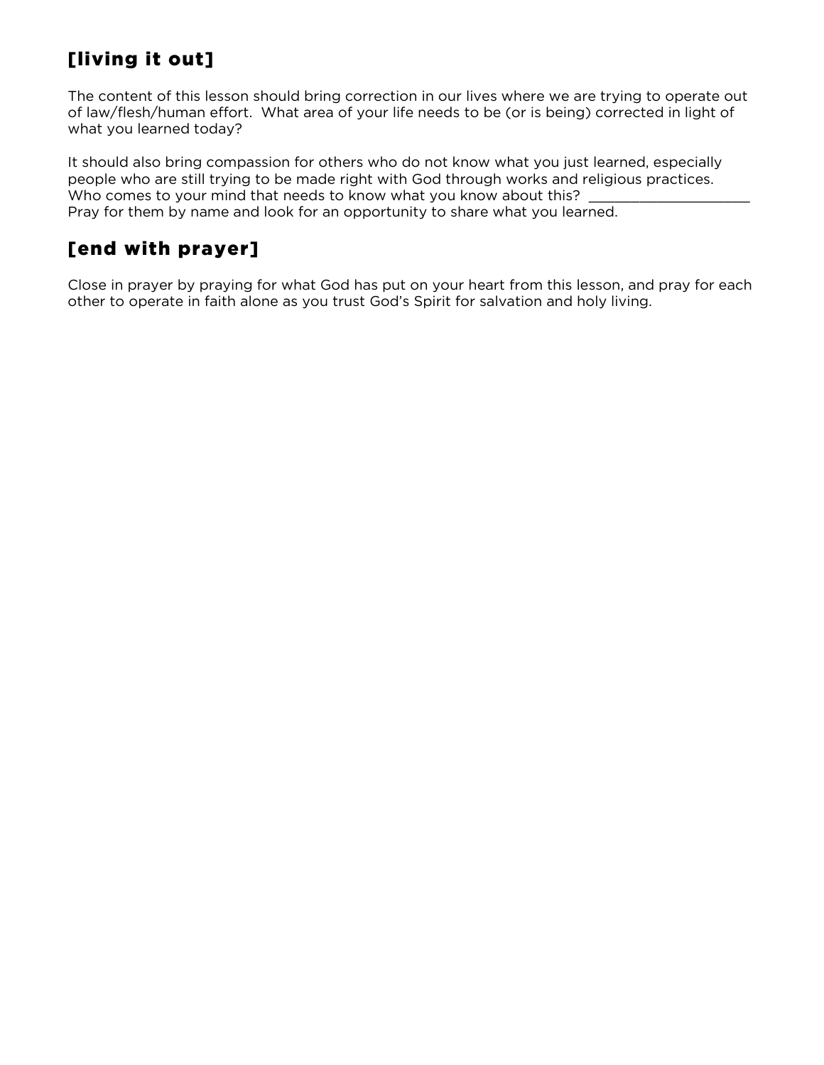## [living it out]

The content of this lesson should bring correction in our lives where we are trying to operate out of law/flesh/human effort. What area of your life needs to be (or is being) corrected in light of what you learned today?

It should also bring compassion for others who do not know what you just learned, especially people who are still trying to be made right with God through works and religious practices. Who comes to your mind that needs to know what you know about this? ____________________ Pray for them by name and look for an opportunity to share what you learned.

## [end with prayer]

Close in prayer by praying for what God has put on your heart from this lesson, and pray for each other to operate in faith alone as you trust God's Spirit for salvation and holy living.